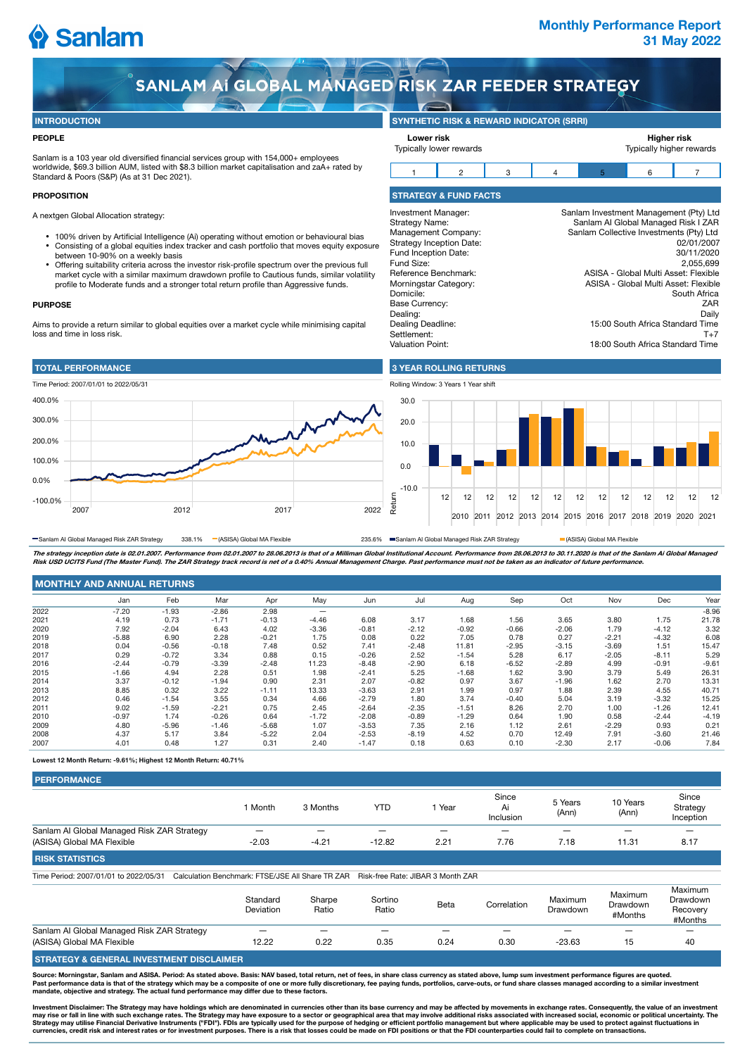# Monthly Performance Report
## 31 May 2022

# SANLAM Ai GLOBAL MANAGED RISK ZAR FEEDER STRATEGY

## INTRODUCTION

### PEOPLE

Sanlam is a 103 year old diversified financial services group with 154,000+ employees worldwide, $69.3 billion AUM, listed with $8.3 billion market capitalisation and zaA+ rated by Standard & Poors (S&P) (As at 31 Dec 2021).

### PROPOSITION

A nextgen Global Allocation strategy:

- 100% driven by Artificial Intelligence (Ai) operating without emotion or behavioural bias
- Consisting of a global equities index tracker and cash portfolio that moves equity exposure between 10-90% on a weekly basis
- Offering suitability criteria across the investor risk-profile spectrum over the previous full market cycle with a similar maximum drawdown profile to Cautious funds, similar volatility profile to Moderate funds and a stronger total return profile than Aggressive funds.

### PURPOSE

Aims to provide a return similar to global equities over a market cycle while minimising capital loss and time in loss risk.

## SYNTHETIC RISK & REWARD INDICATOR (SRRI)

**Lower risk** Typically lower rewards — **Higher risk** Typically higher rewards

| 1 | 2 | 3 | 4 | **5** | 6 | 7 |
|---|---|---|---|---|---|---|

## STRATEGY & FUND FACTS

| | |
|---|---|
| Investment Manager: | Sanlam Investment Management (Pty) Ltd |
| Strategy Name: | Sanlam AI Global Managed Risk I ZAR |
| Management Company: | Sanlam Collective Investments (Pty) Ltd |
| Strategy Inception Date: | 02/01/2007 |
| Fund Inception Date: | 30/11/2020 |
| Fund Size: | 2,055,699 |
| Reference Benchmark: | ASISA - Global Multi Asset: Flexible |
| Morningstar Category: | ASISA - Global Multi Asset: Flexible |
| Domicile: | South Africa |
| Base Currency: | ZAR |
| Dealing: | Daily |
| Dealing Deadline: | 15:00 South Africa Standard Time |
| Settlement: | T+7 |
| Valuation Point: | 18:00 South Africa Standard Time |

## TOTAL PERFORMANCE

Time Period: 2007/01/01 to 2022/05/31

Sanlam AI Global Managed Risk ZAR Strategy 338.1% — (ASISA) Global MA Flexible 235.6%

## 3 YEAR ROLLING RETURNS

Rolling Window: 3 Years 1 Year shift

Sanlam AI Global Managed Risk ZAR Strategy — (ASISA) Global MA Flexible

*The strategy inception date is 02.01.2007. Performance from 02.01.2007 to 28.06.2013 is that of a Milliman Global Institutional Account. Performance from 28.06.2013 to 30.11.2020 is that of the Sanlam Ai Global Managed Risk USD UCITS Fund (The Master Fund). The ZAR Strategy track record is net of a 0.40% Annual Management Charge. Past performance must not be taken as an indicator of future performance.*

## MONTHLY AND ANNUAL RETURNS

| | Jan | Feb | Mar | Apr | May | Jun | Jul | Aug | Sep | Oct | Nov | Dec | Year |
|---|---|---|---|---|---|---|---|---|---|---|---|---|---|
| 2022 | -7.20 | -1.93 | -2.86 | 2.98 | — | | | | | | | | -8.96 |
| 2021 | 4.19 | 0.73 | -1.71 | -0.13 | -4.46 | 6.08 | 3.17 | 1.68 | 1.56 | 3.65 | 3.80 | 1.75 | 21.78 |
| 2020 | 7.92 | -2.04 | 6.43 | 4.02 | -3.36 | -0.81 | -2.12 | -0.92 | -0.66 | -2.06 | 1.79 | -4.12 | 3.32 |
| 2019 | -5.88 | 6.90 | 2.28 | -0.21 | 1.75 | 0.08 | 0.22 | 7.05 | 0.78 | 0.27 | -2.21 | -4.32 | 6.08 |
| 2018 | 0.04 | -0.56 | -0.18 | 7.48 | 0.52 | 7.41 | -2.48 | 11.81 | -2.95 | -3.15 | -3.69 | 1.51 | 15.47 |
| 2017 | 0.29 | -0.72 | 3.34 | 0.88 | 0.15 | -0.26 | 2.52 | -1.54 | 5.28 | 6.17 | -2.05 | -8.11 | 5.29 |
| 2016 | -2.44 | -0.79 | -3.39 | -2.48 | 11.23 | -8.48 | -2.90 | 6.18 | -6.52 | -2.89 | 4.99 | -0.91 | -9.61 |
| 2015 | -1.66 | 4.94 | 2.28 | 0.51 | 1.98 | -2.41 | 5.25 | -1.68 | 1.62 | 3.90 | 3.79 | 5.49 | 26.31 |
| 2014 | 3.37 | -0.12 | -1.94 | 0.90 | 2.31 | 2.07 | -0.82 | 0.97 | 3.67 | -1.96 | 1.62 | 2.70 | 13.31 |
| 2013 | 8.85 | 0.32 | 3.22 | -1.11 | 13.33 | -3.63 | 2.91 | 1.99 | 0.97 | 1.88 | 2.39 | 4.55 | 40.71 |
| 2012 | 0.46 | -1.54 | 3.55 | 0.34 | 4.66 | -2.79 | 1.80 | 3.74 | -0.40 | 5.04 | 3.19 | -3.32 | 15.25 |
| 2011 | 9.02 | -1.59 | -2.21 | 0.75 | 2.45 | -2.64 | -2.35 | -1.51 | 8.26 | 2.70 | 1.00 | -1.26 | 12.41 |
| 2010 | -0.97 | 1.74 | -0.26 | 0.64 | -1.72 | -2.08 | -0.89 | -1.29 | 0.64 | 1.90 | 0.58 | -2.44 | -4.19 |
| 2009 | 4.80 | -5.96 | -1.46 | -5.68 | 1.07 | -3.53 | 7.35 | 2.16 | 1.12 | 2.61 | -2.29 | 0.93 | 0.21 |
| 2008 | 4.37 | 5.17 | 3.84 | -5.22 | 2.04 | -2.53 | -8.19 | 4.52 | 0.70 | 12.49 | 7.91 | -3.60 | 21.46 |
| 2007 | 4.01 | 0.48 | 1.27 | 0.31 | 2.40 | -1.47 | 0.18 | 0.63 | 0.10 | -2.30 | 2.17 | -0.06 | 7.84 |

**Lowest 12 Month Return: -9.61%; Highest 12 Month Return: 40.71%**

## PERFORMANCE

| | 1 Month | 3 Months | YTD | 1 Year | Since Ai Inclusion | 5 Years (Ann) | 10 Years (Ann) | Since Strategy Inception |
|---|---|---|---|---|---|---|---|---|
| Sanlam AI Global Managed Risk ZAR Strategy | — | — | — | — | — | — | — | — |
| (ASISA) Global MA Flexible | -2.03 | -4.21 | -12.82 | 2.21 | 7.76 | 7.18 | 11.31 | 8.17 |

## RISK STATISTICS

Time Period: 2007/01/01 to 2022/05/31 Calculation Benchmark: FTSE/JSE All Share TR ZAR Risk-free Rate: JIBAR 3 Month ZAR

| | Standard Deviation | Sharpe Ratio | Sortino Ratio | Beta | Correlation | Maximum Drawdown | Maximum Drawdown #Months | Maximum Drawdown Recovery #Months |
|---|---|---|---|---|---|---|---|---|
| Sanlam AI Global Managed Risk ZAR Strategy | — | — | — | — | — | — | — | — |
| (ASISA) Global MA Flexible | 12.22 | 0.22 | 0.35 | 0.24 | 0.30 | -23.63 | 15 | 40 |

## STRATEGY & GENERAL INVESTMENT DISCLAIMER

**Source: Morningstar, Sanlam and ASISA. Period: As stated above. Basis: NAV based, total return, net of fees, in share class currency as stated above, lump sum investment performance figures are quoted. Past performance data is that of the strategy which may be a composite of one or more fully discretionary, fee paying funds, portfolios, carve-outs, or fund share classes managed according to a similar investment mandate, objective and strategy. The actual fund performance may differ due to these factors.**

**Investment Disclaimer: The Strategy may have holdings which are denominated in currencies other than its base currency and may be affected by movements in exchange rates. Consequently, the value of an investment may rise or fall in line with such exchange rates. The Strategy may have exposure to a sector or geographical area that may involve additional risks associated with increased social, economic or political uncertainty. The Strategy may utilise Financial Derivative Instruments ("FDI"). FDIs are typically used for the purpose of hedging or efficient portfolio management but where applicable may be used to protect against fluctuations in currencies, credit risk and interest rates or for investment purposes. There is a risk that losses could be made on FDI positions or that the FDI counterparties could fail to complete on transactions.**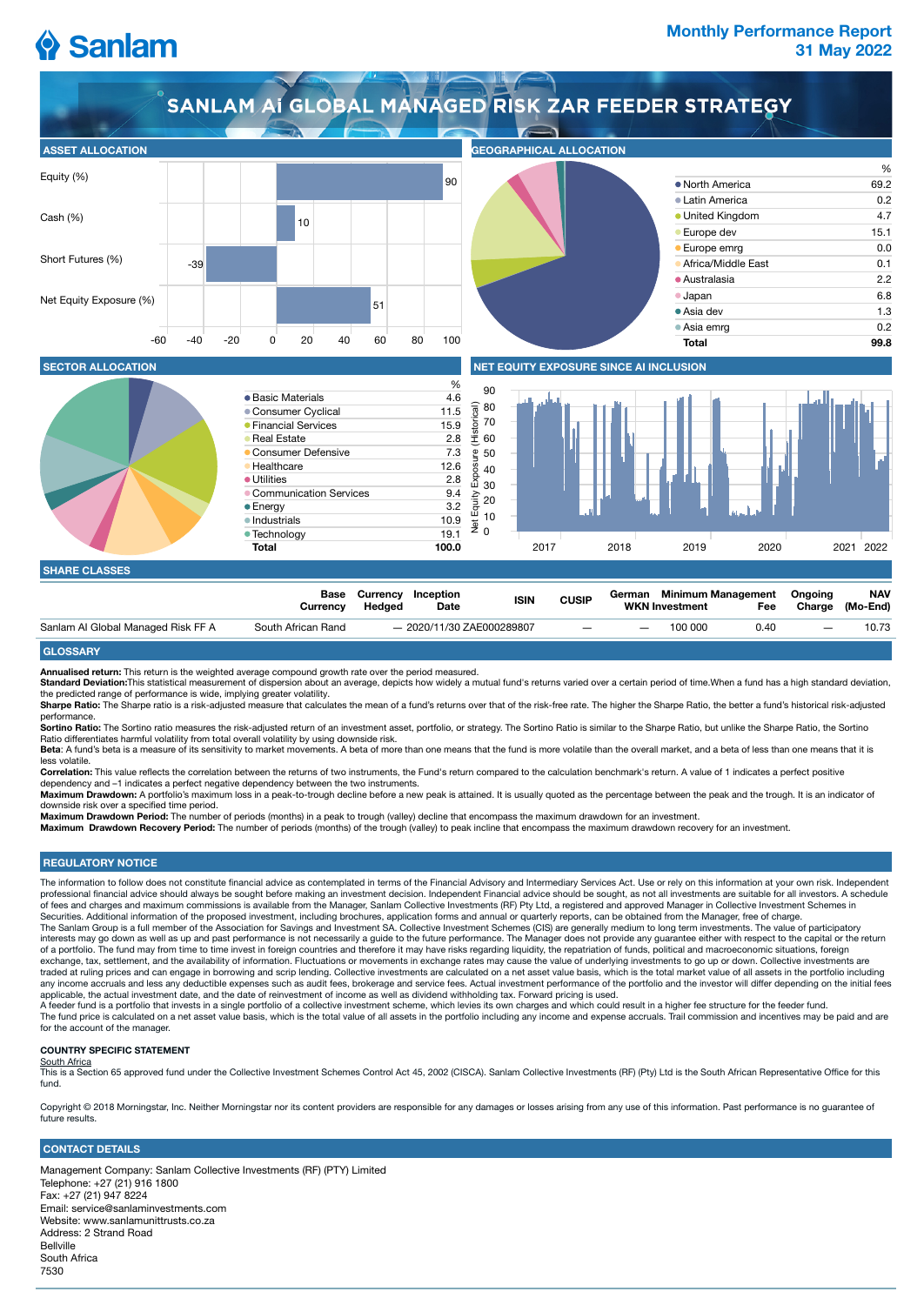# SANLAM AI GLOBAL MANAGED RISK ZAR FEEDER STRATEGY

Monthly Performance Report
31 May 2022

## ASSET ALLOCATION

Equity (%) 90
Cash (%) 10
Short Futures (%) -39
Net Equity Exposure (%) 51

-60 -40 -20 0 20 40 60 80 100

## GEOGRAPHICAL ALLOCATION

| | % |
|---|---|
| North America | 69.2 |
| Latin America | 0.2 |
| United Kingdom | 4.7 |
| Europe dev | 15.1 |
| Europe emrg | 0.0 |
| Africa/Middle East | 0.1 |
| Australasia | 2.2 |
| Japan | 6.8 |
| Asia dev | 1.3 |
| Asia emrg | 0.2 |
| **Total** | **99.8** |

## SECTOR ALLOCATION

| | % |
|---|---|
| Basic Materials | 4.6 |
| Consumer Cyclical | 11.5 |
| Financial Services | 15.9 |
| Real Estate | 2.8 |
| Consumer Defensive | 7.3 |
| Healthcare | 12.6 |
| Utilities | 2.8 |
| Communication Services | 9.4 |
| Energy | 3.2 |
| Industrials | 10.9 |
| Technology | 19.1 |
| **Total** | **100.0** |

## NET EQUITY EXPOSURE SINCE AI INCLUSION

Net Equity Exposure (Historical)

0 10 20 30 40 50 60 70 80 90

2017 2018 2019 2020 2021 2022

## SHARE CLASSES

| | Base Currency | Currency Hedged | Inception Date | ISIN | CUSIP | German WKN | Minimum Investment | Management Fee | Ongoing Charge | NAV (Mo-End) |
|---|---|---|---|---|---|---|---|---|---|---|
| Sanlam AI Global Managed Risk FF A | South African Rand | — | 2020/11/30 | ZAE000289807 | — | — | 100 000 | 0.40 | — | 10.73 |

## GLOSSARY

**Annualised return:** This return is the weighted average compound growth rate over the period measured.
**Standard Deviation:** This statistical measurement of dispersion about an average, depicts how widely a mutual fund's returns varied over a certain period of time. When a fund has a high standard deviation, the predicted range of performance is wide, implying greater volatility.
**Sharpe Ratio:** The Sharpe ratio is a risk-adjusted measure that calculates the mean of a fund's returns over that of the risk-free rate. The higher the Sharpe Ratio, the better a fund's historical risk-adjusted performance.
**Sortino Ratio:** The Sortino ratio measures the risk-adjusted return of an investment asset, portfolio, or strategy. The Sortino Ratio is similar to the Sharpe Ratio, but unlike the Sharpe Ratio, the Sortino Ratio differentiates harmful volatility from total overall volatility by using downside risk.
**Beta**: A fund's beta is a measure of its sensitivity to market movements. A beta of more than one means that the fund is more volatile than the overall market, and a beta of less than one means that it is less volatile.
**Correlation:** This value reflects the correlation between the returns of two instruments, the Fund's return compared to the calculation benchmark's return. A value of 1 indicates a perfect positive dependency and –1 indicates a perfect negative dependency between the two instruments.
**Maximum Drawdown:** A portfolio's maximum loss in a peak-to-trough decline before a new peak is attained. It is usually quoted as the percentage between the peak and the trough. It is an indicator of downside risk over a specified time period.
**Maximum Drawdown Period:** The number of periods (months) in a peak to trough (valley) decline that encompass the maximum drawdown for an investment.
**Maximum Drawdown Recovery Period:** The number of periods (months) of the trough (valley) to peak incline that encompass the maximum drawdown recovery for an investment.

## REGULATORY NOTICE

The information to follow does not constitute financial advice as contemplated in terms of the Financial Advisory and Intermediary Services Act. Use or rely on this information at your own risk. Independent professional financial advice should always be sought before making an investment decision. Independent Financial advice should be sought, as not all investments are suitable for all investors. A schedule of fees and charges and maximum commissions is available from the Manager, Sanlam Collective Investments (RF) Pty Ltd, a registered and approved Manager in Collective Investment Schemes in Securities. Additional information of the proposed investment, including brochures, application forms and annual or quarterly reports, can be obtained from the Manager, free of charge.
The Sanlam Group is a full member of the Association for Savings and Investment SA. Collective Investment Schemes (CIS) are generally medium to long term investments. The value of participatory interests may go down as well as up and past performance is not necessarily a guide to the future performance. The Manager does not provide any guarantee either with respect to the capital or the return of a portfolio. The fund may from time to time invest in foreign countries and therefore it may have risks regarding liquidity, the repatriation of funds, political and macroeconomic situations, foreign exchange, tax, settlement, and the availability of information. Fluctuations or movements in exchange rates may cause the value of underlying investments to go up or down. Collective investments are traded at ruling prices and can engage in borrowing and scrip lending. Collective investments are calculated on a net asset value basis, which is the total market value of all assets in the portfolio including any income accruals and less any deductible expenses such as audit fees, brokerage and service fees. Actual investment performance of the portfolio and the investor will differ depending on the initial fees applicable, the actual investment date, and the date of reinvestment of income as well as dividend withholding tax. Forward pricing is used.
A feeder fund is a portfolio that invests in a single portfolio of a collective investment scheme, which levies its own charges and which could result in a higher fee structure for the feeder fund.
The fund price is calculated on a net asset value basis, which is the total value of all assets in the portfolio including any income and expense accruals. Trail commission and incentives may be paid and are for the account of the manager.

### COUNTRY SPECIFIC STATEMENT

South Africa
This is a Section 65 approved fund under the Collective Investment Schemes Control Act 45, 2002 (CISCA). Sanlam Collective Investments (RF) (Pty) Ltd is the South African Representative Office for this fund.

Copyright © 2018 Morningstar, Inc. Neither Morningstar nor its content providers are responsible for any damages or losses arising from any use of this information. Past performance is no guarantee of future results.

## CONTACT DETAILS

Management Company: Sanlam Collective Investments (RF) (PTY) Limited
Telephone: +27 (21) 916 1800
Fax: +27 (21) 947 8224
Email: service@sanlaminvestments.com
Website: www.sanlamunittrusts.co.za
Address: 2 Strand Road
Bellville
South Africa
7530